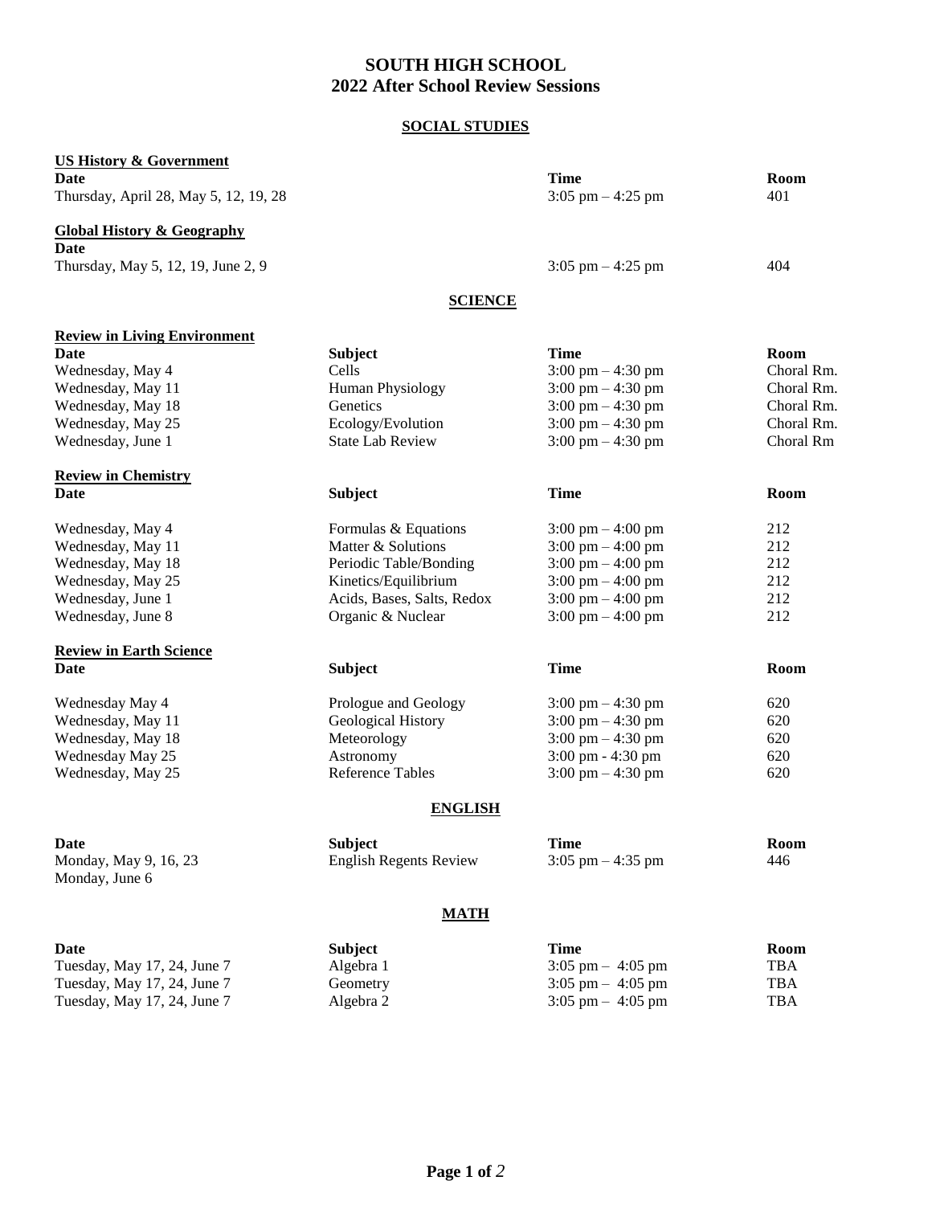# SOUTH HIGH SCHOOL
# 2022 After School Review Sessions

## SOCIAL STUDIES

### US History & Government

| Date | Time | Room |
|---|---|---|
| Thursday, April 28, May 5, 12, 19, 28 | 3:05 pm – 4:25 pm | 401 |

### Global History & Geography

| Date | Time | Room |
|---|---|---|
| Thursday, May 5, 12, 19, June 2, 9 | 3:05 pm – 4:25 pm | 404 |

## SCIENCE

### Review in Living Environment

| Date | Subject | Time | Room |
|---|---|---|---|
| Wednesday, May 4 | Cells | 3:00 pm – 4:30 pm | Choral Rm. |
| Wednesday, May 11 | Human Physiology | 3:00 pm – 4:30 pm | Choral Rm. |
| Wednesday, May 18 | Genetics | 3:00 pm – 4:30 pm | Choral Rm. |
| Wednesday, May 25 | Ecology/Evolution | 3:00 pm – 4:30 pm | Choral Rm. |
| Wednesday, June 1 | State Lab Review | 3:00 pm – 4:30 pm | Choral Rm |

### Review in Chemistry

| Date | Subject | Time | Room |
|---|---|---|---|
| Wednesday, May 4 | Formulas & Equations | 3:00 pm – 4:00 pm | 212 |
| Wednesday, May 11 | Matter & Solutions | 3:00 pm – 4:00 pm | 212 |
| Wednesday, May 18 | Periodic Table/Bonding | 3:00 pm – 4:00 pm | 212 |
| Wednesday, May 25 | Kinetics/Equilibrium | 3:00 pm – 4:00 pm | 212 |
| Wednesday, June 1 | Acids, Bases, Salts, Redox | 3:00 pm – 4:00 pm | 212 |
| Wednesday, June 8 | Organic & Nuclear | 3:00 pm – 4:00 pm | 212 |

### Review in Earth Science

| Date | Subject | Time | Room |
|---|---|---|---|
| Wednesday May 4 | Prologue and Geology | 3:00 pm – 4:30 pm | 620 |
| Wednesday, May 11 | Geological History | 3:00 pm – 4:30 pm | 620 |
| Wednesday, May 18 | Meteorology | 3:00 pm – 4:30 pm | 620 |
| Wednesday May 25 | Astronomy | 3:00 pm - 4:30 pm | 620 |
| Wednesday, May 25 | Reference Tables | 3:00 pm – 4:30 pm | 620 |

## ENGLISH

| Date | Subject | Time | Room |
|---|---|---|---|
| Monday, May 9, 16, 23<br>Monday, June 6 | English Regents Review | 3:05 pm – 4:35 pm | 446 |

## MATH

| Date | Subject | Time | Room |
|---|---|---|---|
| Tuesday, May 17, 24, June 7 | Algebra 1 | 3:05 pm – 4:05 pm | TBA |
| Tuesday, May 17, 24, June 7 | Geometry | 3:05 pm – 4:05 pm | TBA |
| Tuesday, May 17, 24, June 7 | Algebra 2 | 3:05 pm – 4:05 pm | TBA |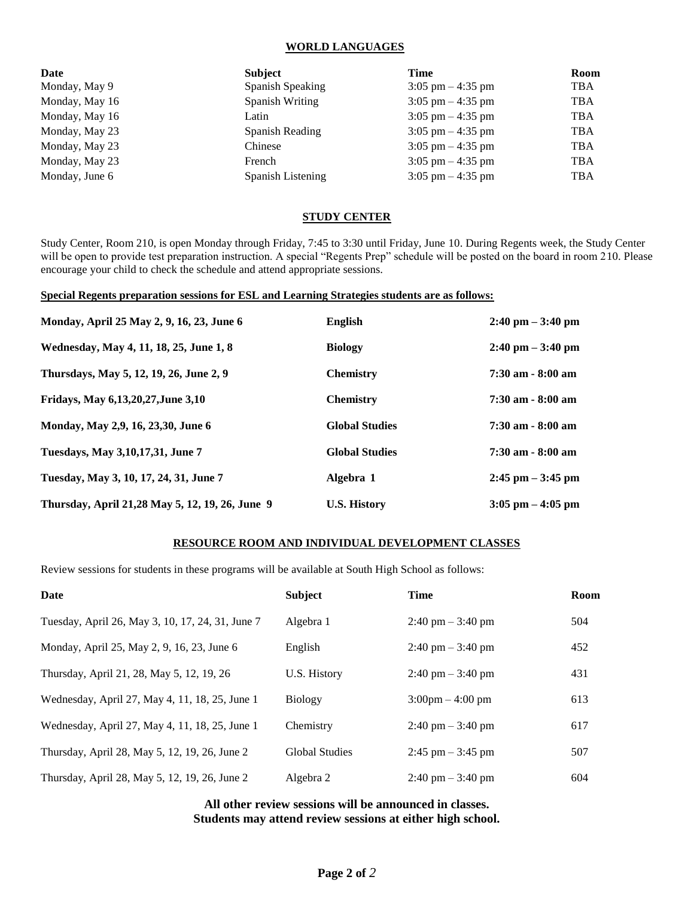## WORLD LANGUAGES

| Date | Subject | Time | Room |
|---|---|---|---|
| Monday, May 9 | Spanish Speaking | 3:05 pm – 4:35 pm | TBA |
| Monday, May 16 | Spanish Writing | 3:05 pm – 4:35 pm | TBA |
| Monday, May 16 | Latin | 3:05 pm – 4:35 pm | TBA |
| Monday, May 23 | Spanish Reading | 3:05 pm – 4:35 pm | TBA |
| Monday, May 23 | Chinese | 3:05 pm – 4:35 pm | TBA |
| Monday, May 23 | French | 3:05 pm – 4:35 pm | TBA |
| Monday, June 6 | Spanish Listening | 3:05 pm – 4:35 pm | TBA |

## STUDY CENTER

Study Center, Room 210, is open Monday through Friday, 7:45 to 3:30 until Friday, June 10. During Regents week, the Study Center will be open to provide test preparation instruction. A special "Regents Prep" schedule will be posted on the board in room 210. Please encourage your child to check the schedule and attend appropriate sessions.

**Special Regents preparation sessions for ESL and Learning Strategies students are as follows:**

| | | |
|---|---|---|
| **Monday, April 25 May 2, 9, 16, 23, June 6** | **English** | **2:40 pm – 3:40 pm** |
| **Wednesday, May 4, 11, 18, 25, June 1, 8** | **Biology** | **2:40 pm – 3:40 pm** |
| **Thursdays, May 5, 12, 19, 26, June 2, 9** | **Chemistry** | **7:30 am - 8:00 am** |
| **Fridays, May 6,13,20,27,June 3,10** | **Chemistry** | **7:30 am - 8:00 am** |
| **Monday, May 2,9, 16, 23,30, June 6** | **Global Studies** | **7:30 am - 8:00 am** |
| **Tuesdays, May 3,10,17,31, June 7** | **Global Studies** | **7:30 am - 8:00 am** |
| **Tuesday, May 3, 10, 17, 24, 31, June 7** | **Algebra 1** | **2:45 pm – 3:45 pm** |
| **Thursday, April 21,28 May 5, 12, 19, 26, June 9** | **U.S. History** | **3:05 pm – 4:05 pm** |

## RESOURCE ROOM AND INDIVIDUAL DEVELOPMENT CLASSES

Review sessions for students in these programs will be available at South High School as follows:

| Date | Subject | Time | Room |
|---|---|---|---|
| Tuesday, April 26, May 3, 10, 17, 24, 31, June 7 | Algebra 1 | 2:40 pm – 3:40 pm | 504 |
| Monday, April 25, May 2, 9, 16, 23, June 6 | English | 2:40 pm – 3:40 pm | 452 |
| Thursday, April 21, 28, May 5, 12, 19, 26 | U.S. History | 2:40 pm – 3:40 pm | 431 |
| Wednesday, April 27, May 4, 11, 18, 25, June 1 | Biology | 3:00pm – 4:00 pm | 613 |
| Wednesday, April 27, May 4, 11, 18, 25, June 1 | Chemistry | 2:40 pm – 3:40 pm | 617 |
| Thursday, April 28, May 5, 12, 19, 26, June 2 | Global Studies | 2:45 pm – 3:45 pm | 507 |
| Thursday, April 28, May 5, 12, 19, 26, June 2 | Algebra 2 | 2:40 pm – 3:40 pm | 604 |

**All other review sessions will be announced in classes.**
**Students may attend review sessions at either high school.**